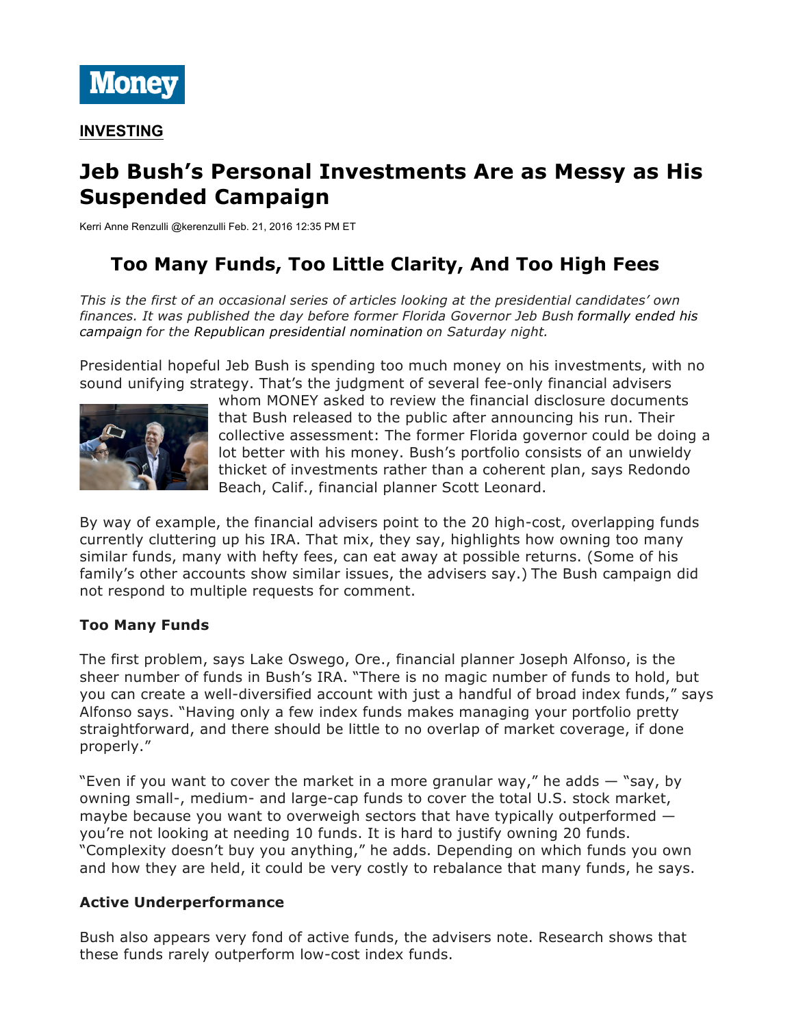Money

**INVESTING**

# Jeb Bush's Personal Investments Are as Messy as His Suspended Campaign

Kerri Anne Renzulli @kerenzulli Feb. 21, 2016 12:35 PM ET

## Too Many Funds, Too Little Clarity, And Too High Fees

*This is the first of an occasional series of articles looking at the presidential candidates' own finances. It was published the day before former Florida Governor Jeb Bush formally ended his campaign for the Republican presidential nomination on Saturday night.*

Presidential hopeful Jeb Bush is spending too much money on his investments, with no sound unifying strategy. That's the judgment of several fee-only financial advisers whom MONEY asked to review the financial disclosure documents that Bush released to the public after announcing his run. Their collective assessment: The former Florida governor could be doing a lot better with his money. Bush's portfolio consists of an unwieldy thicket of investments rather than a coherent plan, says Redondo Beach, Calif., financial planner Scott Leonard.

By way of example, the financial advisers point to the 20 high-cost, overlapping funds currently cluttering up his IRA. That mix, they say, highlights how owning too many similar funds, many with hefty fees, can eat away at possible returns. (Some of his family's other accounts show similar issues, the advisers say.) The Bush campaign did not respond to multiple requests for comment.

### Too Many Funds

The first problem, says Lake Oswego, Ore., financial planner Joseph Alfonso, is the sheer number of funds in Bush's IRA. "There is no magic number of funds to hold, but you can create a well-diversified account with just a handful of broad index funds," says Alfonso says. "Having only a few index funds makes managing your portfolio pretty straightforward, and there should be little to no overlap of market coverage, if done properly."

"Even if you want to cover the market in a more granular way," he adds — "say, by owning small-, medium- and large-cap funds to cover the total U.S. stock market, maybe because you want to overweigh sectors that have typically outperformed — you're not looking at needing 10 funds. It is hard to justify owning 20 funds. "Complexity doesn't buy you anything," he adds. Depending on which funds you own and how they are held, it could be very costly to rebalance that many funds, he says.

### Active Underperformance

Bush also appears very fond of active funds, the advisers note. Research shows that these funds rarely outperform low-cost index funds.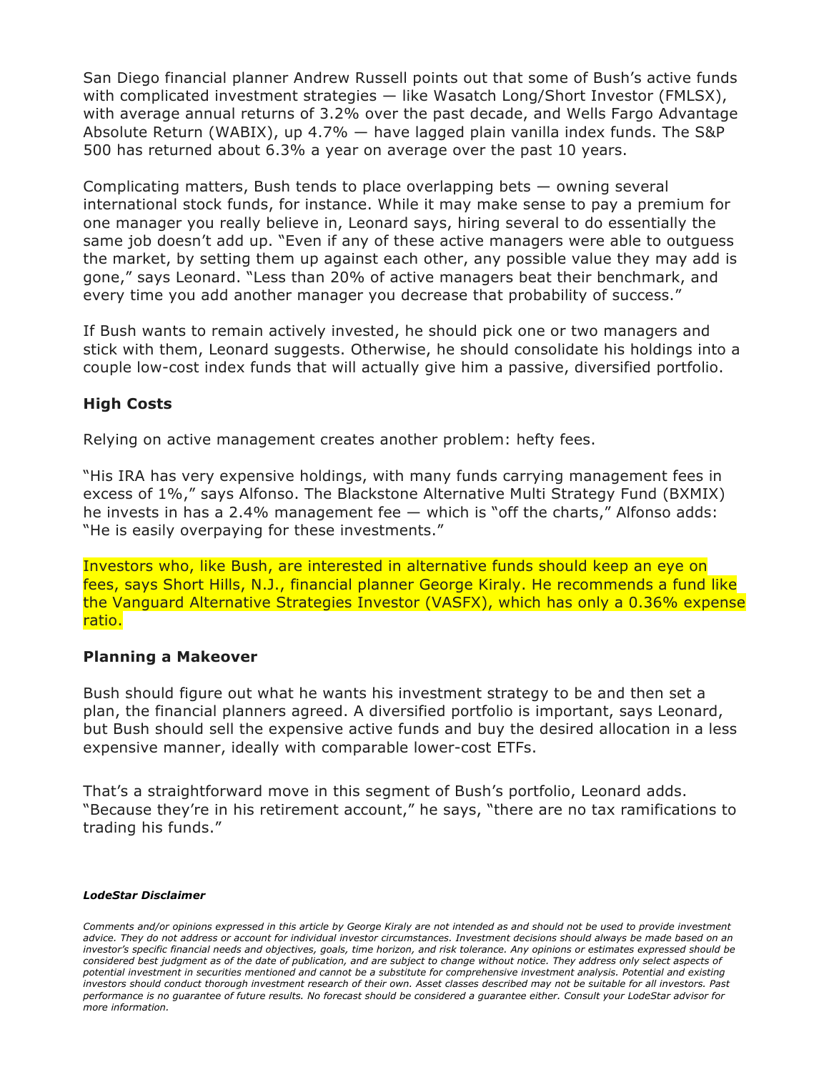San Diego financial planner Andrew Russell points out that some of Bush's active funds with complicated investment strategies — like Wasatch Long/Short Investor (FMLSX), with average annual returns of 3.2% over the past decade, and Wells Fargo Advantage Absolute Return (WABIX), up 4.7% — have lagged plain vanilla index funds. The S&P 500 has returned about 6.3% a year on average over the past 10 years.

Complicating matters, Bush tends to place overlapping bets — owning several international stock funds, for instance. While it may make sense to pay a premium for one manager you really believe in, Leonard says, hiring several to do essentially the same job doesn't add up. "Even if any of these active managers were able to outguess the market, by setting them up against each other, any possible value they may add is gone," says Leonard. "Less than 20% of active managers beat their benchmark, and every time you add another manager you decrease that probability of success."

If Bush wants to remain actively invested, he should pick one or two managers and stick with them, Leonard suggests. Otherwise, he should consolidate his holdings into a couple low-cost index funds that will actually give him a passive, diversified portfolio.

### High Costs

Relying on active management creates another problem: hefty fees.

"His IRA has very expensive holdings, with many funds carrying management fees in excess of 1%," says Alfonso. The Blackstone Alternative Multi Strategy Fund (BXMIX) he invests in has a 2.4% management fee — which is "off the charts," Alfonso adds: "He is easily overpaying for these investments."

Investors who, like Bush, are interested in alternative funds should keep an eye on fees, says Short Hills, N.J., financial planner George Kiraly. He recommends a fund like the Vanguard Alternative Strategies Investor (VASFX), which has only a 0.36% expense ratio.

### Planning a Makeover

Bush should figure out what he wants his investment strategy to be and then set a plan, the financial planners agreed. A diversified portfolio is important, says Leonard, but Bush should sell the expensive active funds and buy the desired allocation in a less expensive manner, ideally with comparable lower-cost ETFs.

That's a straightforward move in this segment of Bush's portfolio, Leonard adds. "Because they're in his retirement account," he says, "there are no tax ramifications to trading his funds."

***LodeStar Disclaimer***

*Comments and/or opinions expressed in this article by George Kiraly are not intended as and should not be used to provide investment advice. They do not address or account for individual investor circumstances. Investment decisions should always be made based on an investor's specific financial needs and objectives, goals, time horizon, and risk tolerance. Any opinions or estimates expressed should be considered best judgment as of the date of publication, and are subject to change without notice. They address only select aspects of potential investment in securities mentioned and cannot be a substitute for comprehensive investment analysis. Potential and existing investors should conduct thorough investment research of their own. Asset classes described may not be suitable for all investors. Past performance is no guarantee of future results. No forecast should be considered a guarantee either. Consult your LodeStar advisor for more information.*